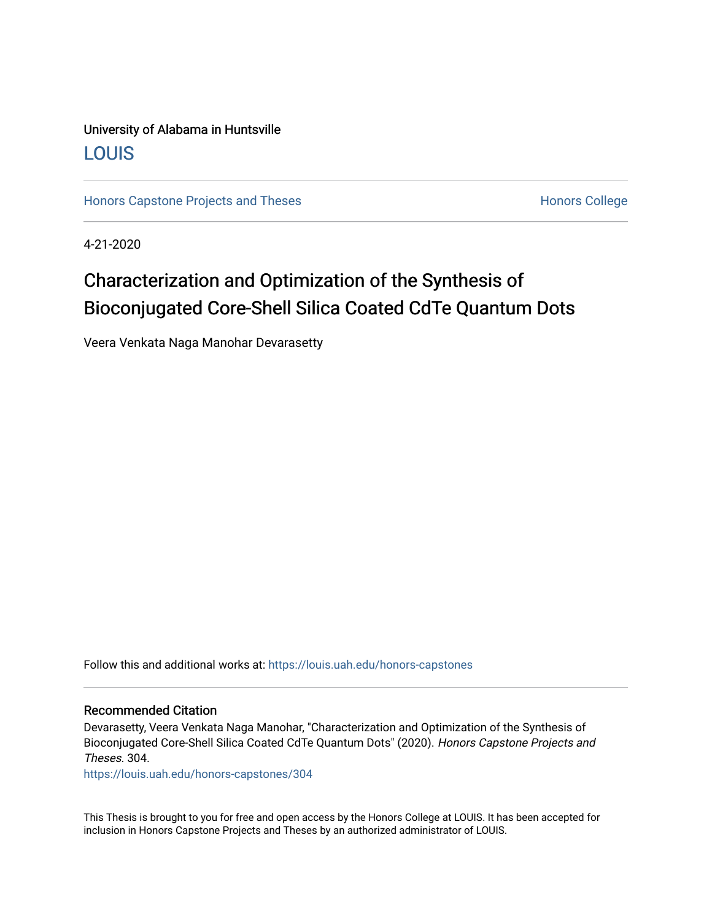University of Alabama in Huntsville

LOUIS

Honors Capstone Projects and Theses

Honors College

4-21-2020

# Characterization and Optimization of the Synthesis of Bioconjugated Core-Shell Silica Coated CdTe Quantum Dots

Veera Venkata Naga Manohar Devarasetty

Follow this and additional works at: https://louis.uah.edu/honors-capstones

## Recommended Citation

Devarasetty, Veera Venkata Naga Manohar, "Characterization and Optimization of the Synthesis of Bioconjugated Core-Shell Silica Coated CdTe Quantum Dots" (2020). *Honors Capstone Projects and Theses*. 304.

https://louis.uah.edu/honors-capstones/304

This Thesis is brought to you for free and open access by the Honors College at LOUIS. It has been accepted for inclusion in Honors Capstone Projects and Theses by an authorized administrator of LOUIS.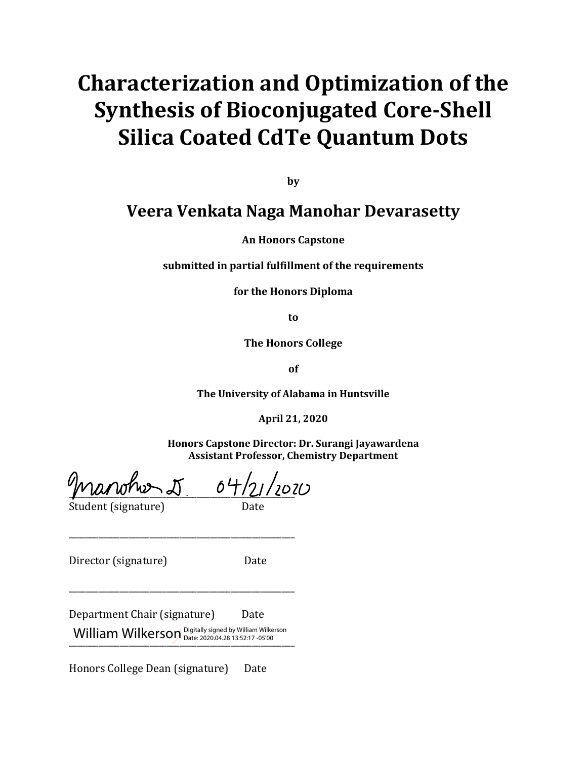# Characterization and Optimization of the Synthesis of Bioconjugated Core-Shell Silica Coated CdTe Quantum Dots

**by**

## Veera Venkata Naga Manohar Devarasetty

**An Honors Capstone**

**submitted in partial fulfillment of the requirements**

**for the Honors Diploma**

**to**

**The Honors College**

**of**

**The University of Alabama in Huntsville**

**April 21, 2020**

**Honors Capstone Director: Dr. Surangi Jayawardena**
**Assistant Professor, Chemistry Department**

Manohar D. 04/21/2020
_______________________________________________
Student (signature) Date

_______________________________________________
Director (signature) Date

_______________________________________________
Department Chair (signature) Date

William Wilkerson Digitally signed by William Wilkerson Date: 2020.04.28 13:52:17 -05'00'
_______________________________________________
Honors College Dean (signature) Date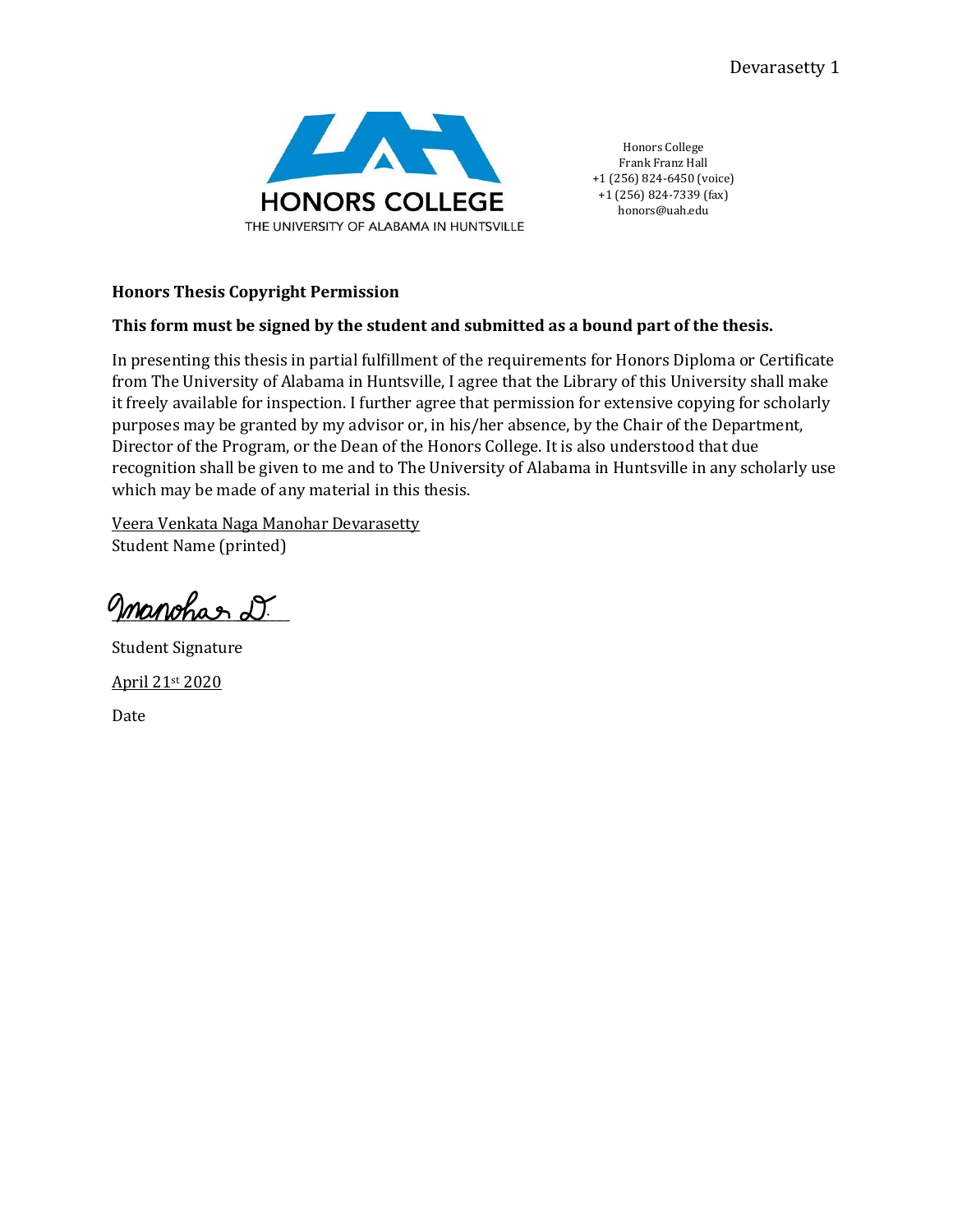HONORS COLLEGE

THE UNIVERSITY OF ALABAMA IN HUNTSVILLE

Honors College
Frank Franz Hall
+1 (256) 824-6450 (voice)
+1 (256) 824-7339 (fax)
honors@uah.edu

**Honors Thesis Copyright Permission**

**This form must be signed by the student and submitted as a bound part of the thesis.**

In presenting this thesis in partial fulfillment of the requirements for Honors Diploma or Certificate from The University of Alabama in Huntsville, I agree that the Library of this University shall make it freely available for inspection. I further agree that permission for extensive copying for scholarly purposes may be granted by my advisor or, in his/her absence, by the Chair of the Department, Director of the Program, or the Dean of the Honors College. It is also understood that due recognition shall be given to me and to The University of Alabama in Huntsville in any scholarly use which may be made of any material in this thesis.

Veera Venkata Naga Manohar Devarasetty
Student Name (printed)

Manohar D.

Student Signature

April 21st 2020

Date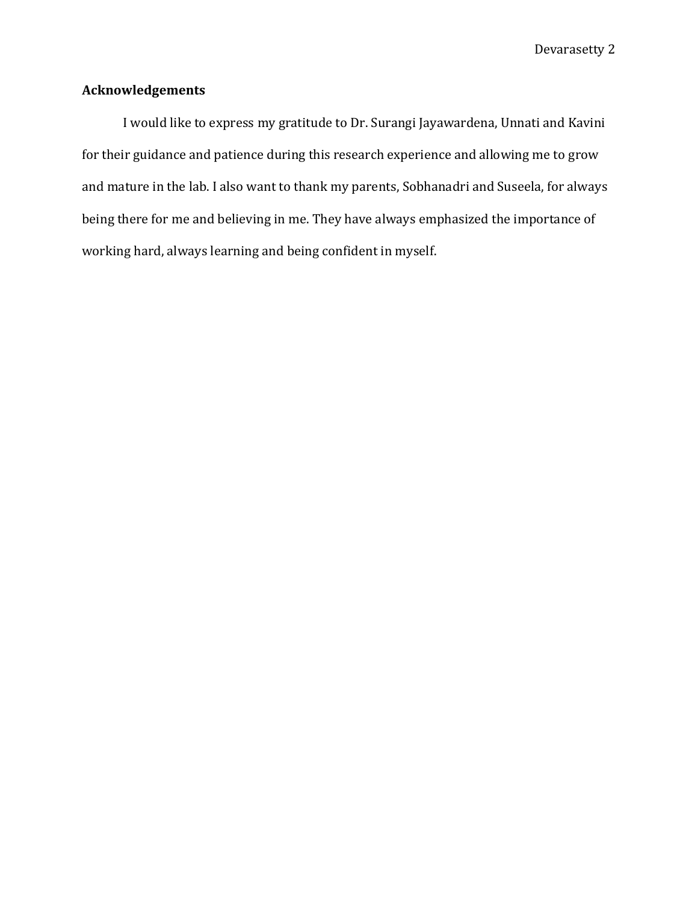## Acknowledgements

I would like to express my gratitude to Dr. Surangi Jayawardena, Unnati and Kavini for their guidance and patience during this research experience and allowing me to grow and mature in the lab. I also want to thank my parents, Sobhanadri and Suseela, for always being there for me and believing in me. They have always emphasized the importance of working hard, always learning and being confident in myself.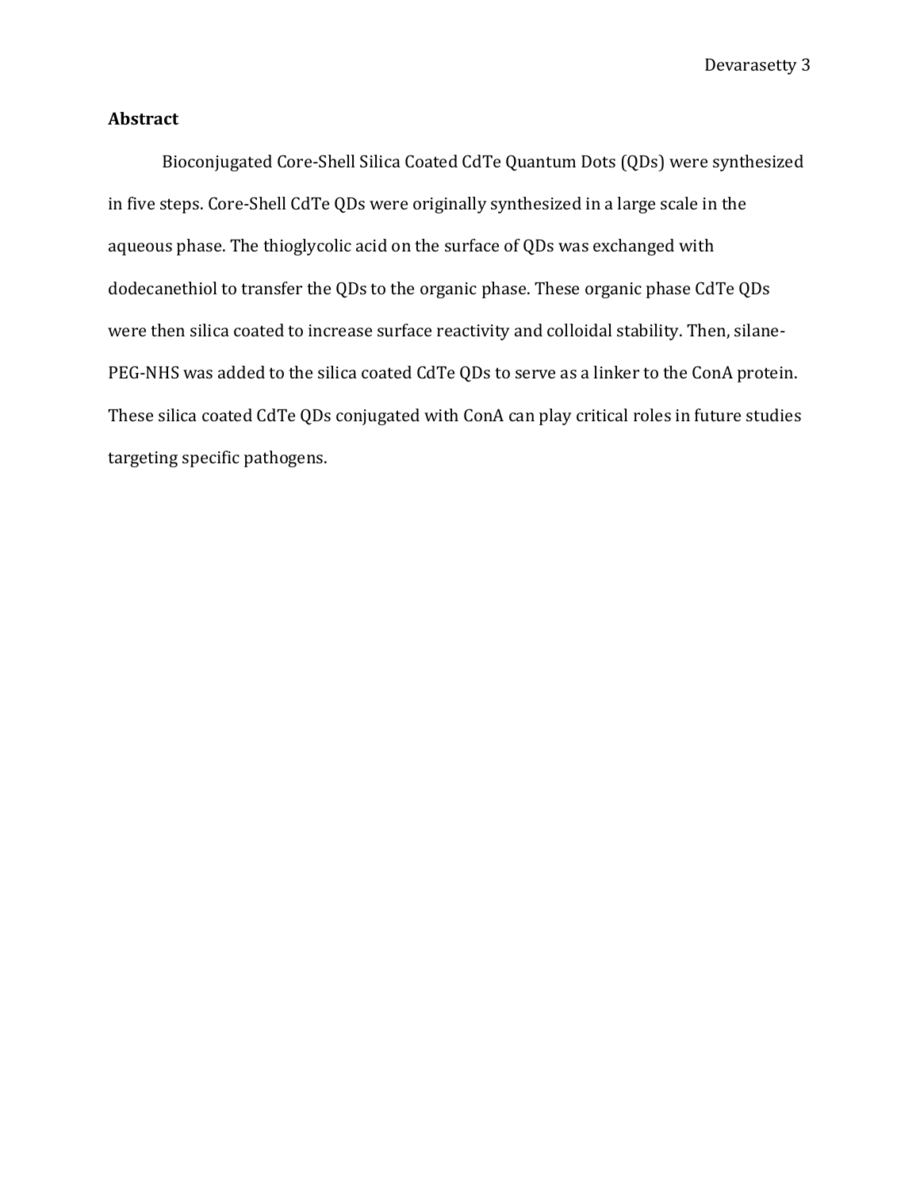## Abstract

Bioconjugated Core-Shell Silica Coated CdTe Quantum Dots (QDs) were synthesized in five steps. Core-Shell CdTe QDs were originally synthesized in a large scale in the aqueous phase. The thioglycolic acid on the surface of QDs was exchanged with dodecanethiol to transfer the QDs to the organic phase. These organic phase CdTe QDs were then silica coated to increase surface reactivity and colloidal stability. Then, silane-PEG-NHS was added to the silica coated CdTe QDs to serve as a linker to the ConA protein. These silica coated CdTe QDs conjugated with ConA can play critical roles in future studies targeting specific pathogens.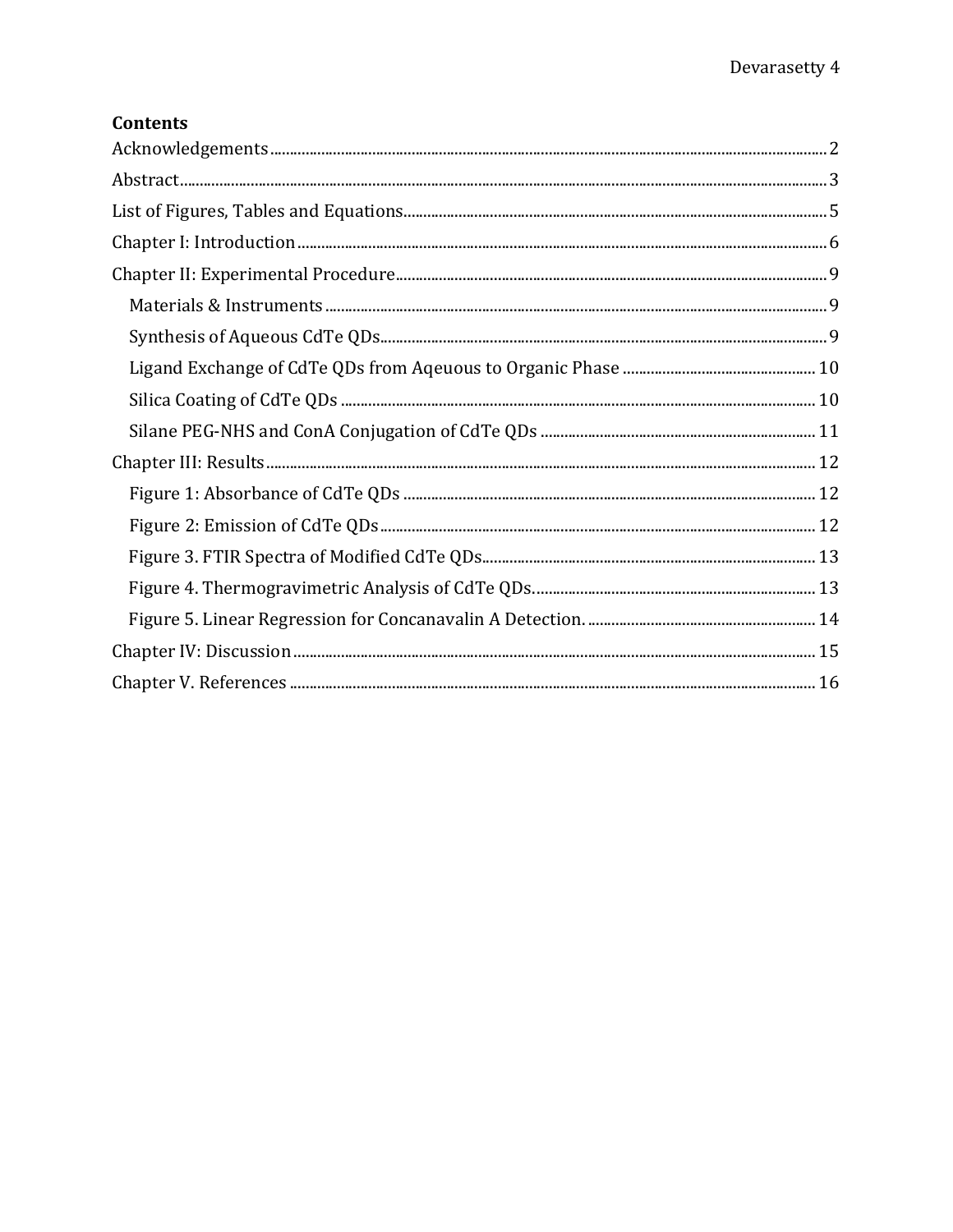**Contents**

Acknowledgements ........ 2

Abstract ........ 3

List of Figures, Tables and Equations ........ 5

Chapter I: Introduction ........ 6

Chapter II: Experimental Procedure ........ 9

- Materials & Instruments ........ 9
- Synthesis of Aqueous CdTe QDs ........ 9
- Ligand Exchange of CdTe QDs from Aqeuous to Organic Phase ........ 10
- Silica Coating of CdTe QDs ........ 10
- Silane PEG-NHS and ConA Conjugation of CdTe QDs ........ 11

Chapter III: Results ........ 12

- Figure 1: Absorbance of CdTe QDs ........ 12
- Figure 2: Emission of CdTe QDs ........ 12
- Figure 3. FTIR Spectra of Modified CdTe QDs ........ 13
- Figure 4. Thermogravimetric Analysis of CdTe QDs. ........ 13
- Figure 5. Linear Regression for Concanavalin A Detection. ........ 14

Chapter IV: Discussion ........ 15

Chapter V. References ........ 16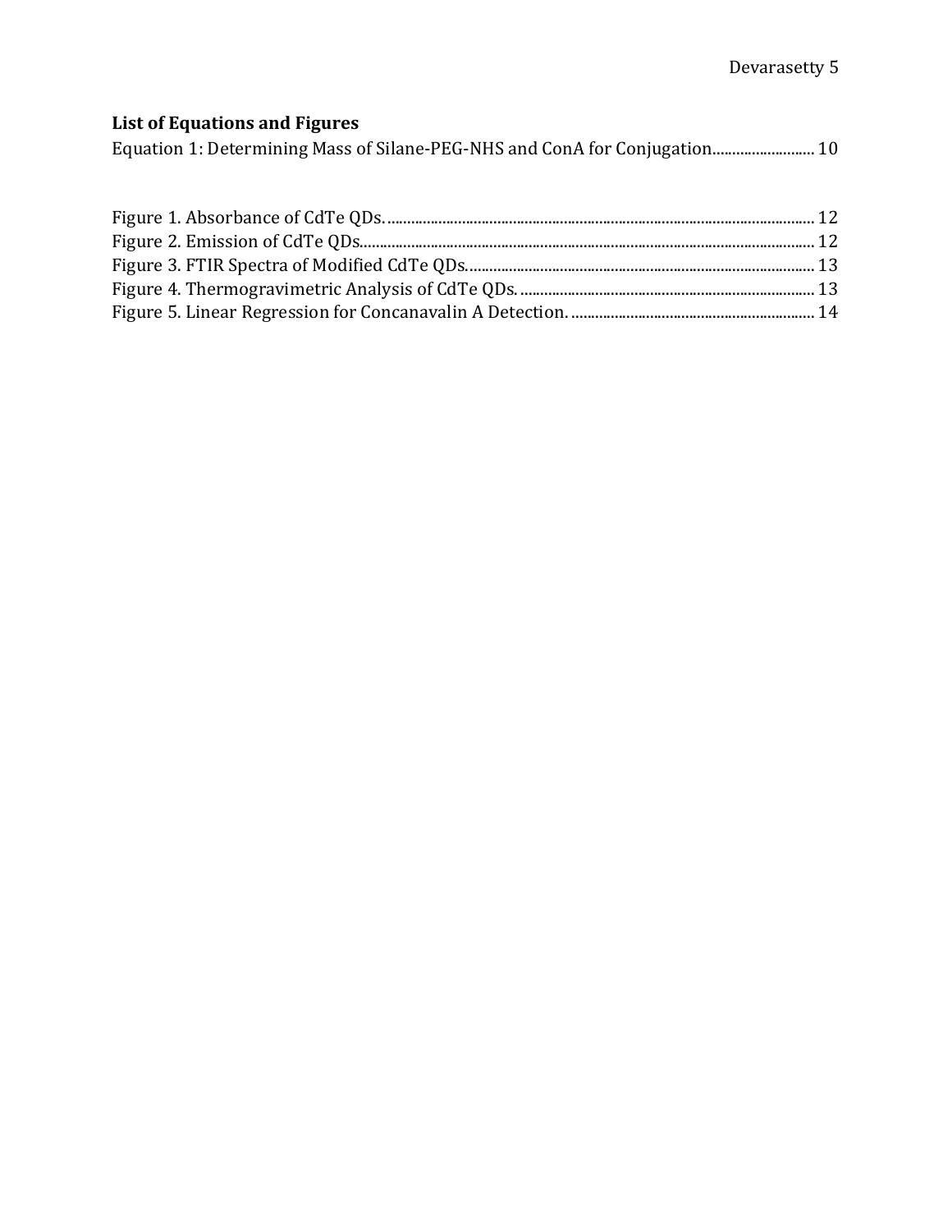## List of Equations and Figures

Equation 1: Determining Mass of Silane-PEG-NHS and ConA for Conjugation.......................... 10

Figure 1. Absorbance of CdTe QDs. ........................................................................................................... 12
Figure 2. Emission of CdTe QDs.................................................................................................................. 12
Figure 3. FTIR Spectra of Modified CdTe QDs......................................................................................... 13
Figure 4. Thermogravimetric Analysis of CdTe QDs. ........................................................................... 13
Figure 5. Linear Regression for Concanavalin A Detection. .............................................................. 14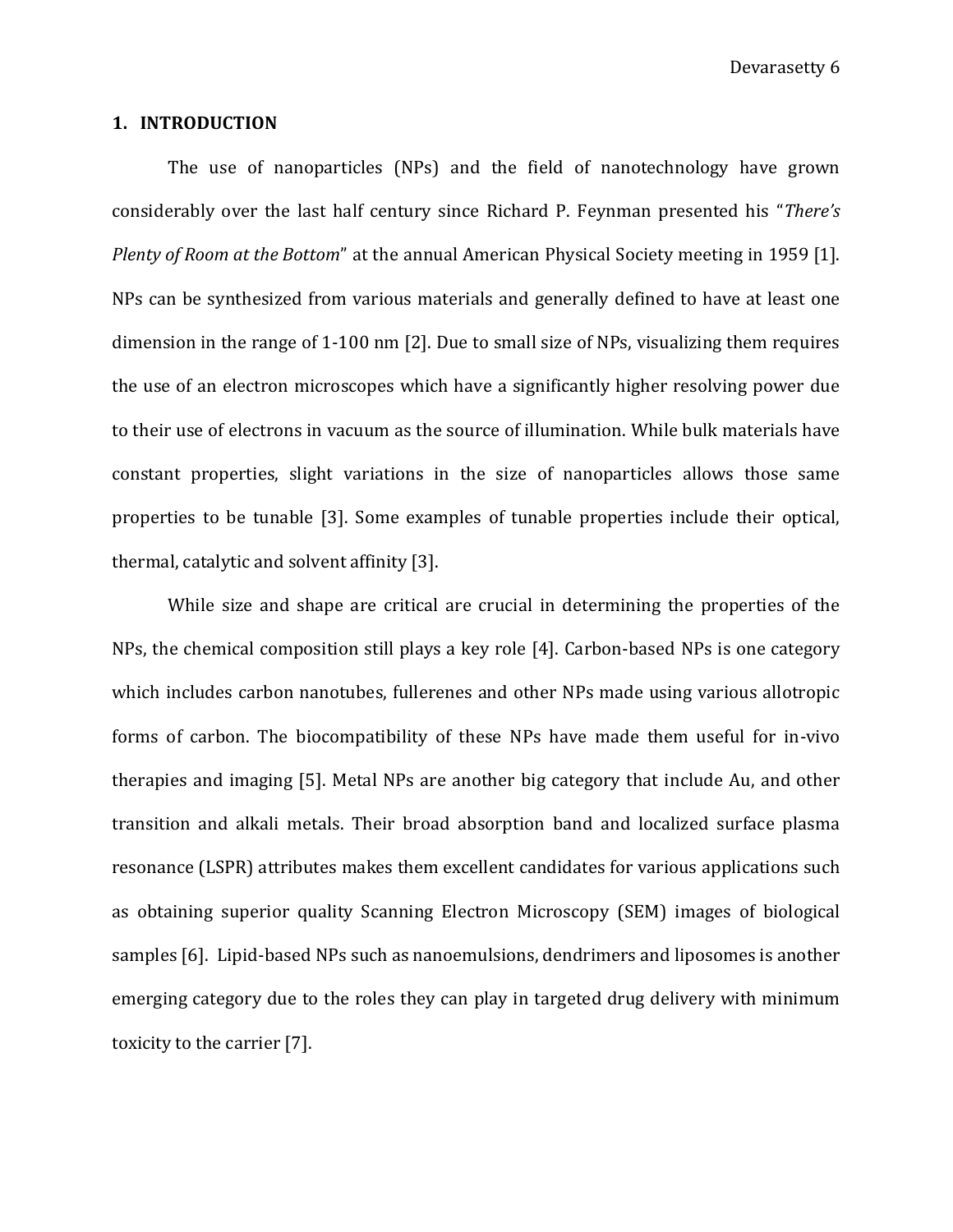## 1. INTRODUCTION

The use of nanoparticles (NPs) and the field of nanotechnology have grown considerably over the last half century since Richard P. Feynman presented his "*There's Plenty of Room at the Bottom*" at the annual American Physical Society meeting in 1959 [1]. NPs can be synthesized from various materials and generally defined to have at least one dimension in the range of 1-100 nm [2]. Due to small size of NPs, visualizing them requires the use of an electron microscopes which have a significantly higher resolving power due to their use of electrons in vacuum as the source of illumination. While bulk materials have constant properties, slight variations in the size of nanoparticles allows those same properties to be tunable [3]. Some examples of tunable properties include their optical, thermal, catalytic and solvent affinity [3].

While size and shape are critical are crucial in determining the properties of the NPs, the chemical composition still plays a key role [4]. Carbon-based NPs is one category which includes carbon nanotubes, fullerenes and other NPs made using various allotropic forms of carbon. The biocompatibility of these NPs have made them useful for in-vivo therapies and imaging [5]. Metal NPs are another big category that include Au, and other transition and alkali metals. Their broad absorption band and localized surface plasma resonance (LSPR) attributes makes them excellent candidates for various applications such as obtaining superior quality Scanning Electron Microscopy (SEM) images of biological samples [6]. Lipid-based NPs such as nanoemulsions, dendrimers and liposomes is another emerging category due to the roles they can play in targeted drug delivery with minimum toxicity to the carrier [7].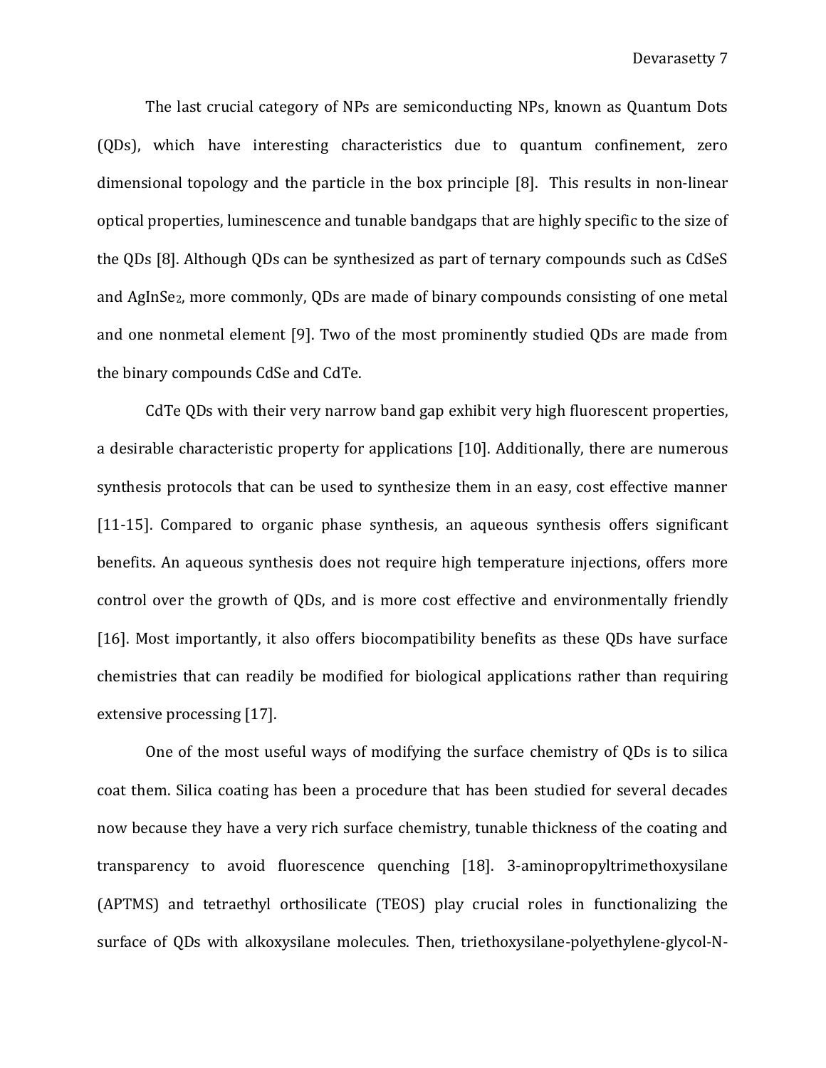The last crucial category of NPs are semiconducting NPs, known as Quantum Dots (QDs), which have interesting characteristics due to quantum confinement, zero dimensional topology and the particle in the box principle [8]. This results in non-linear optical properties, luminescence and tunable bandgaps that are highly specific to the size of the QDs [8]. Although QDs can be synthesized as part of ternary compounds such as CdSeS and $AgInSe_2$, more commonly, QDs are made of binary compounds consisting of one metal and one nonmetal element [9]. Two of the most prominently studied QDs are made from the binary compounds CdSe and CdTe.

CdTe QDs with their very narrow band gap exhibit very high fluorescent properties, a desirable characteristic property for applications [10]. Additionally, there are numerous synthesis protocols that can be used to synthesize them in an easy, cost effective manner [11-15]. Compared to organic phase synthesis, an aqueous synthesis offers significant benefits. An aqueous synthesis does not require high temperature injections, offers more control over the growth of QDs, and is more cost effective and environmentally friendly [16]. Most importantly, it also offers biocompatibility benefits as these QDs have surface chemistries that can readily be modified for biological applications rather than requiring extensive processing [17].

One of the most useful ways of modifying the surface chemistry of QDs is to silica coat them. Silica coating has been a procedure that has been studied for several decades now because they have a very rich surface chemistry, tunable thickness of the coating and transparency to avoid fluorescence quenching [18]. 3-aminopropyltrimethoxysilane (APTMS) and tetraethyl orthosilicate (TEOS) play crucial roles in functionalizing the surface of QDs with alkoxysilane molecules. Then, triethoxysilane-polyethylene-glycol-N-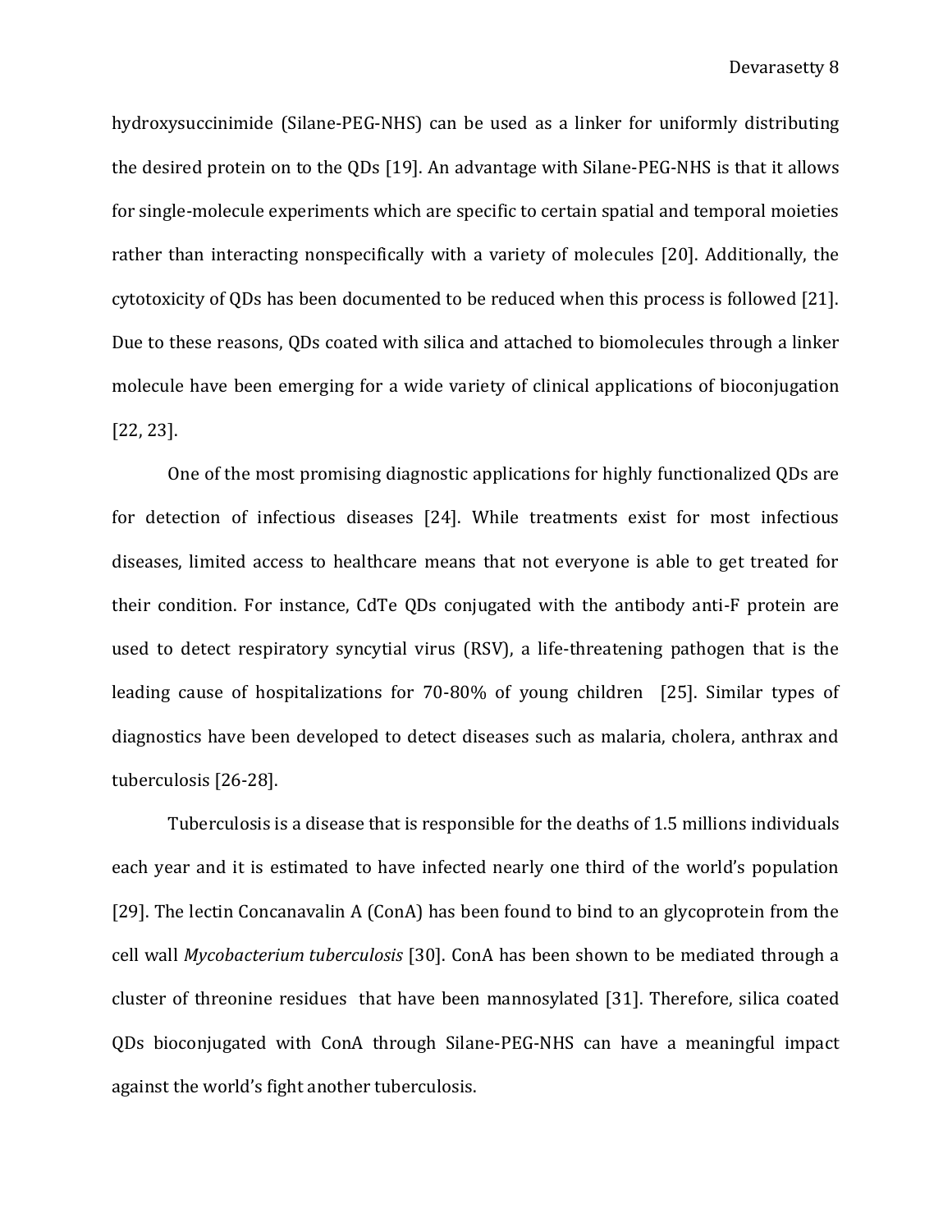hydroxysuccinimide (Silane-PEG-NHS) can be used as a linker for uniformly distributing the desired protein on to the QDs [19]. An advantage with Silane-PEG-NHS is that it allows for single-molecule experiments which are specific to certain spatial and temporal moieties rather than interacting nonspecifically with a variety of molecules [20]. Additionally, the cytotoxicity of QDs has been documented to be reduced when this process is followed [21]. Due to these reasons, QDs coated with silica and attached to biomolecules through a linker molecule have been emerging for a wide variety of clinical applications of bioconjugation [22, 23].

One of the most promising diagnostic applications for highly functionalized QDs are for detection of infectious diseases [24]. While treatments exist for most infectious diseases, limited access to healthcare means that not everyone is able to get treated for their condition. For instance, CdTe QDs conjugated with the antibody anti-F protein are used to detect respiratory syncytial virus (RSV), a life-threatening pathogen that is the leading cause of hospitalizations for 70-80% of young children [25]. Similar types of diagnostics have been developed to detect diseases such as malaria, cholera, anthrax and tuberculosis [26-28].

Tuberculosis is a disease that is responsible for the deaths of 1.5 millions individuals each year and it is estimated to have infected nearly one third of the world's population [29]. The lectin Concanavalin A (ConA) has been found to bind to an glycoprotein from the cell wall *Mycobacterium tuberculosis* [30]. ConA has been shown to be mediated through a cluster of threonine residues that have been mannosylated [31]. Therefore, silica coated QDs bioconjugated with ConA through Silane-PEG-NHS can have a meaningful impact against the world's fight another tuberculosis.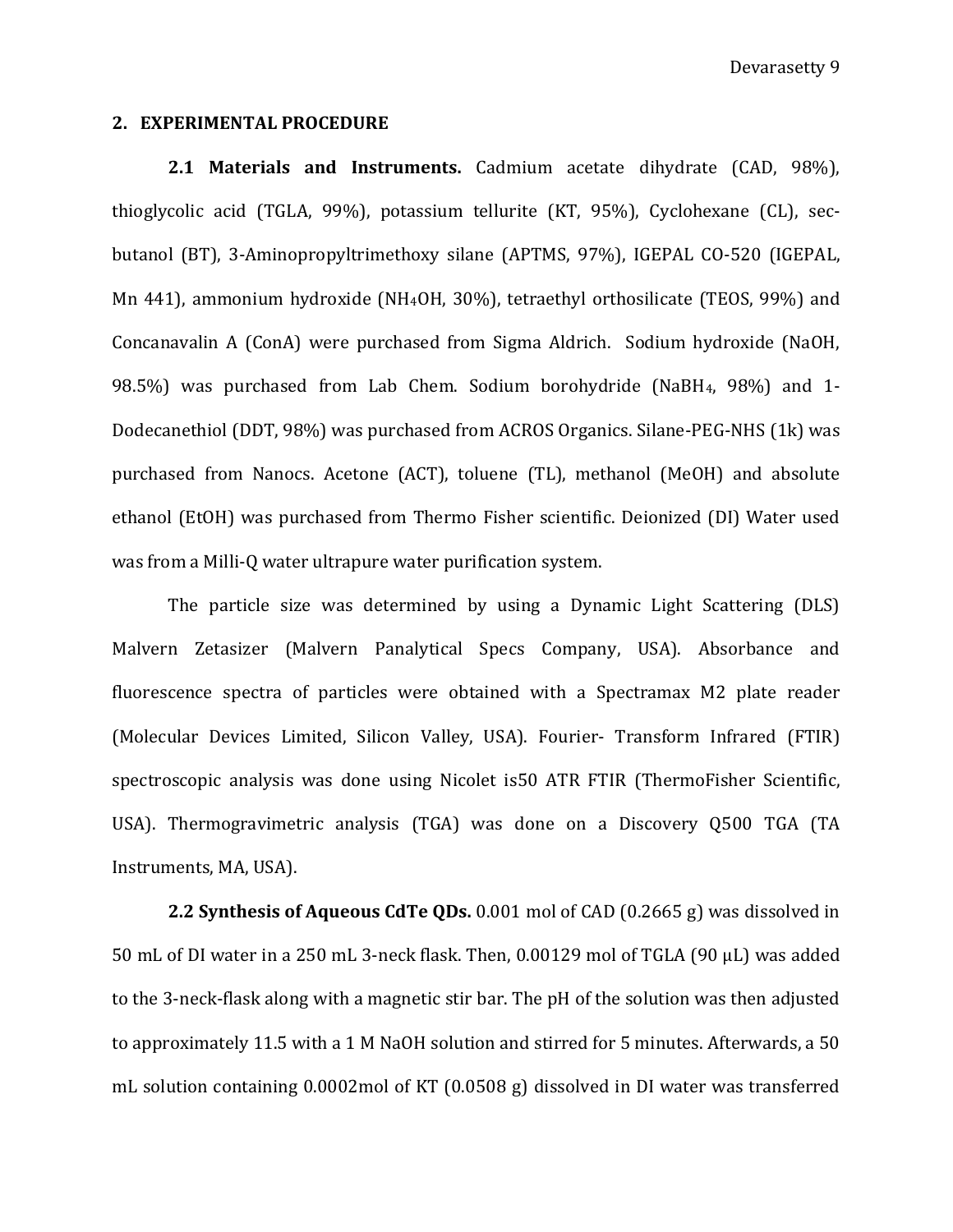## 2. EXPERIMENTAL PROCEDURE

**2.1 Materials and Instruments.** Cadmium acetate dihydrate (CAD, 98%), thioglycolic acid (TGLA, 99%), potassium tellurite (KT, 95%), Cyclohexane (CL), sec-butanol (BT), 3-Aminopropyltrimethoxy silane (APTMS, 97%), IGEPAL CO-520 (IGEPAL, Mn 441), ammonium hydroxide ($NH_4OH$, 30%), tetraethyl orthosilicate (TEOS, 99%) and Concanavalin A (ConA) were purchased from Sigma Aldrich. Sodium hydroxide (NaOH, 98.5%) was purchased from Lab Chem. Sodium borohydride ($NaBH_4$, 98%) and 1-Dodecanethiol (DDT, 98%) was purchased from ACROS Organics. Silane-PEG-NHS (1k) was purchased from Nanocs. Acetone (ACT), toluene (TL), methanol (MeOH) and absolute ethanol (EtOH) was purchased from Thermo Fisher scientific. Deionized (DI) Water used was from a Milli-Q water ultrapure water purification system.

The particle size was determined by using a Dynamic Light Scattering (DLS) Malvern Zetasizer (Malvern Panalytical Specs Company, USA). Absorbance and fluorescence spectra of particles were obtained with a Spectramax M2 plate reader (Molecular Devices Limited, Silicon Valley, USA). Fourier- Transform Infrared (FTIR) spectroscopic analysis was done using Nicolet is50 ATR FTIR (ThermoFisher Scientific, USA). Thermogravimetric analysis (TGA) was done on a Discovery Q500 TGA (TA Instruments, MA, USA).

**2.2 Synthesis of Aqueous CdTe QDs.** 0.001 mol of CAD (0.2665 g) was dissolved in 50 mL of DI water in a 250 mL 3-neck flask. Then, 0.00129 mol of TGLA (90 μL) was added to the 3-neck-flask along with a magnetic stir bar. The pH of the solution was then adjusted to approximately 11.5 with a 1 M NaOH solution and stirred for 5 minutes. Afterwards, a 50 mL solution containing 0.0002mol of KT (0.0508 g) dissolved in DI water was transferred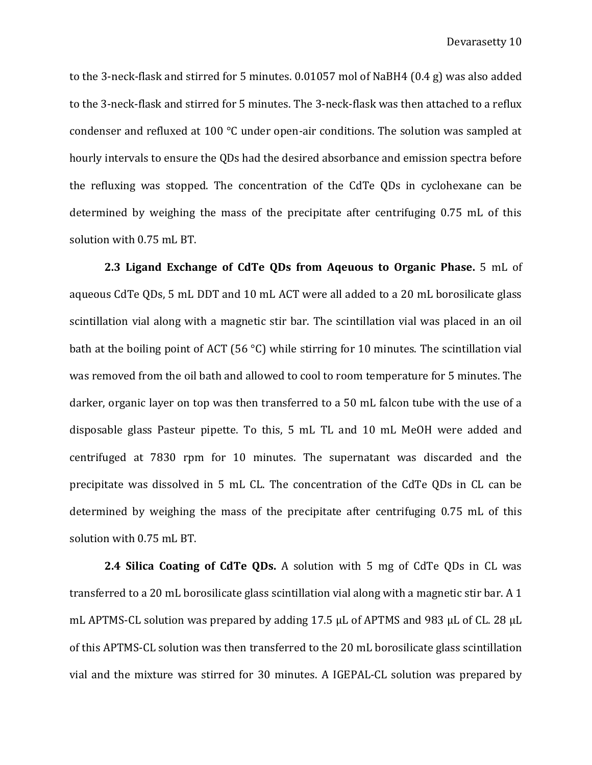to the 3-neck-flask and stirred for 5 minutes. 0.01057 mol of $NaBH_4$ (0.4 g) was also added to the 3-neck-flask and stirred for 5 minutes. The 3-neck-flask was then attached to a reflux condenser and refluxed at 100 °C under open-air conditions. The solution was sampled at hourly intervals to ensure the QDs had the desired absorbance and emission spectra before the refluxing was stopped. The concentration of the CdTe QDs in cyclohexane can be determined by weighing the mass of the precipitate after centrifuging 0.75 mL of this solution with 0.75 mL BT.

**2.3 Ligand Exchange of CdTe QDs from Aqeuous to Organic Phase.** 5 mL of aqueous CdTe QDs, 5 mL DDT and 10 mL ACT were all added to a 20 mL borosilicate glass scintillation vial along with a magnetic stir bar. The scintillation vial was placed in an oil bath at the boiling point of ACT (56 °C) while stirring for 10 minutes. The scintillation vial was removed from the oil bath and allowed to cool to room temperature for 5 minutes. The darker, organic layer on top was then transferred to a 50 mL falcon tube with the use of a disposable glass Pasteur pipette. To this, 5 mL TL and 10 mL MeOH were added and centrifuged at 7830 rpm for 10 minutes. The supernatant was discarded and the precipitate was dissolved in 5 mL CL. The concentration of the CdTe QDs in CL can be determined by weighing the mass of the precipitate after centrifuging 0.75 mL of this solution with 0.75 mL BT.

**2.4 Silica Coating of CdTe QDs.** A solution with 5 mg of CdTe QDs in CL was transferred to a 20 mL borosilicate glass scintillation vial along with a magnetic stir bar. A 1 mL APTMS-CL solution was prepared by adding 17.5 μL of APTMS and 983 μL of CL. 28 μL of this APTMS-CL solution was then transferred to the 20 mL borosilicate glass scintillation vial and the mixture was stirred for 30 minutes. A IGEPAL-CL solution was prepared by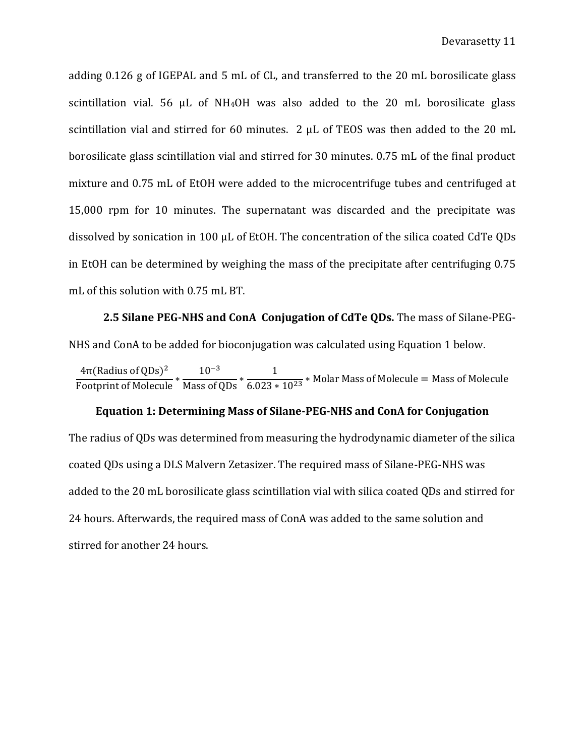adding 0.126 g of IGEPAL and 5 mL of CL, and transferred to the 20 mL borosilicate glass scintillation vial. 56 μL of $NH_4OH$ was also added to the 20 mL borosilicate glass scintillation vial and stirred for 60 minutes. 2 μL of TEOS was then added to the 20 mL borosilicate glass scintillation vial and stirred for 30 minutes. 0.75 mL of the final product mixture and 0.75 mL of EtOH were added to the microcentrifuge tubes and centrifuged at 15,000 rpm for 10 minutes. The supernatant was discarded and the precipitate was dissolved by sonication in 100 μL of EtOH. The concentration of the silica coated CdTe QDs in EtOH can be determined by weighing the mass of the precipitate after centrifuging 0.75 mL of this solution with 0.75 mL BT.

**2.5 Silane PEG-NHS and ConA Conjugation of CdTe QDs.** The mass of Silane-PEG-NHS and ConA to be added for bioconjugation was calculated using Equation 1 below.

$$\frac{4\pi(\text{Radius of QDs})^2}{\text{Footprint of Molecule}} * \frac{10^{-3}}{\text{Mass of QDs}} * \frac{1}{6.023 * 10^{23}} * \text{Molar Mass of Molecule} = \text{Mass of Molecule}$$

**Equation 1: Determining Mass of Silane-PEG-NHS and ConA for Conjugation**

The radius of QDs was determined from measuring the hydrodynamic diameter of the silica coated QDs using a DLS Malvern Zetasizer. The required mass of Silane-PEG-NHS was added to the 20 mL borosilicate glass scintillation vial with silica coated QDs and stirred for 24 hours. Afterwards, the required mass of ConA was added to the same solution and stirred for another 24 hours.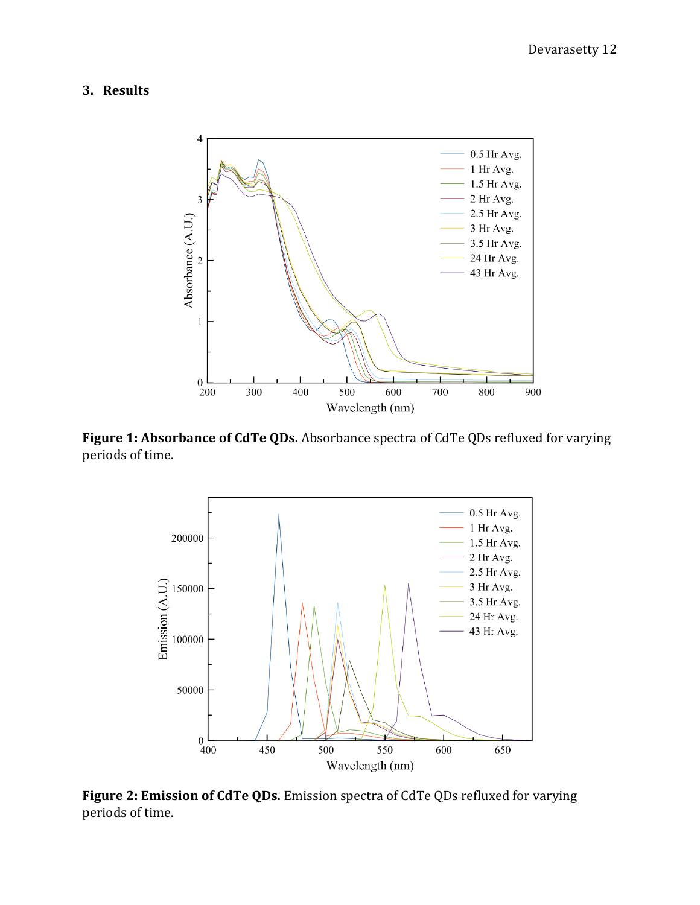## 3. Results

**Figure 1: Absorbance of CdTe QDs.** Absorbance spectra of CdTe QDs refluxed for varying periods of time.

**Figure 2: Emission of CdTe QDs.** Emission spectra of CdTe QDs refluxed for varying periods of time.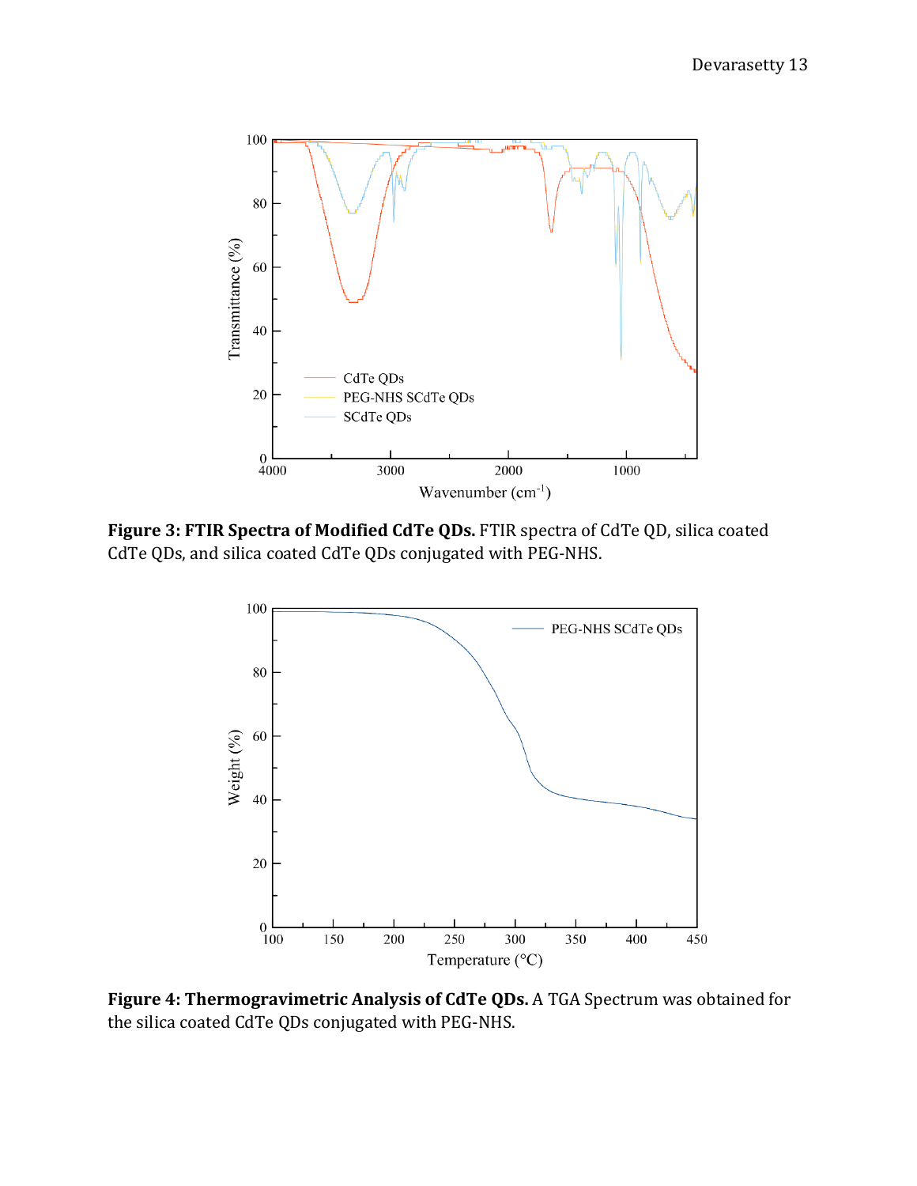**Figure 3: FTIR Spectra of Modified CdTe QDs.** FTIR spectra of CdTe QD, silica coated CdTe QDs, and silica coated CdTe QDs conjugated with PEG-NHS.

**Figure 4: Thermogravimetric Analysis of CdTe QDs.** A TGA Spectrum was obtained for the silica coated CdTe QDs conjugated with PEG-NHS.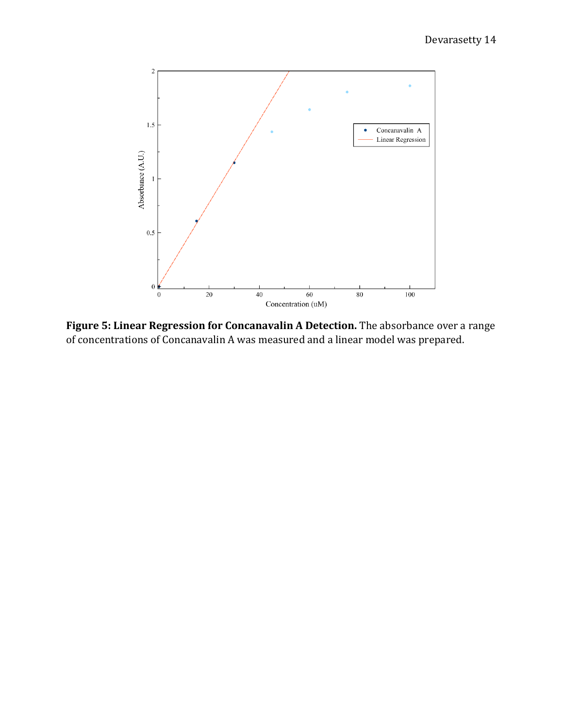**Figure 5: Linear Regression for Concanavalin A Detection.** The absorbance over a range of concentrations of Concanavalin A was measured and a linear model was prepared.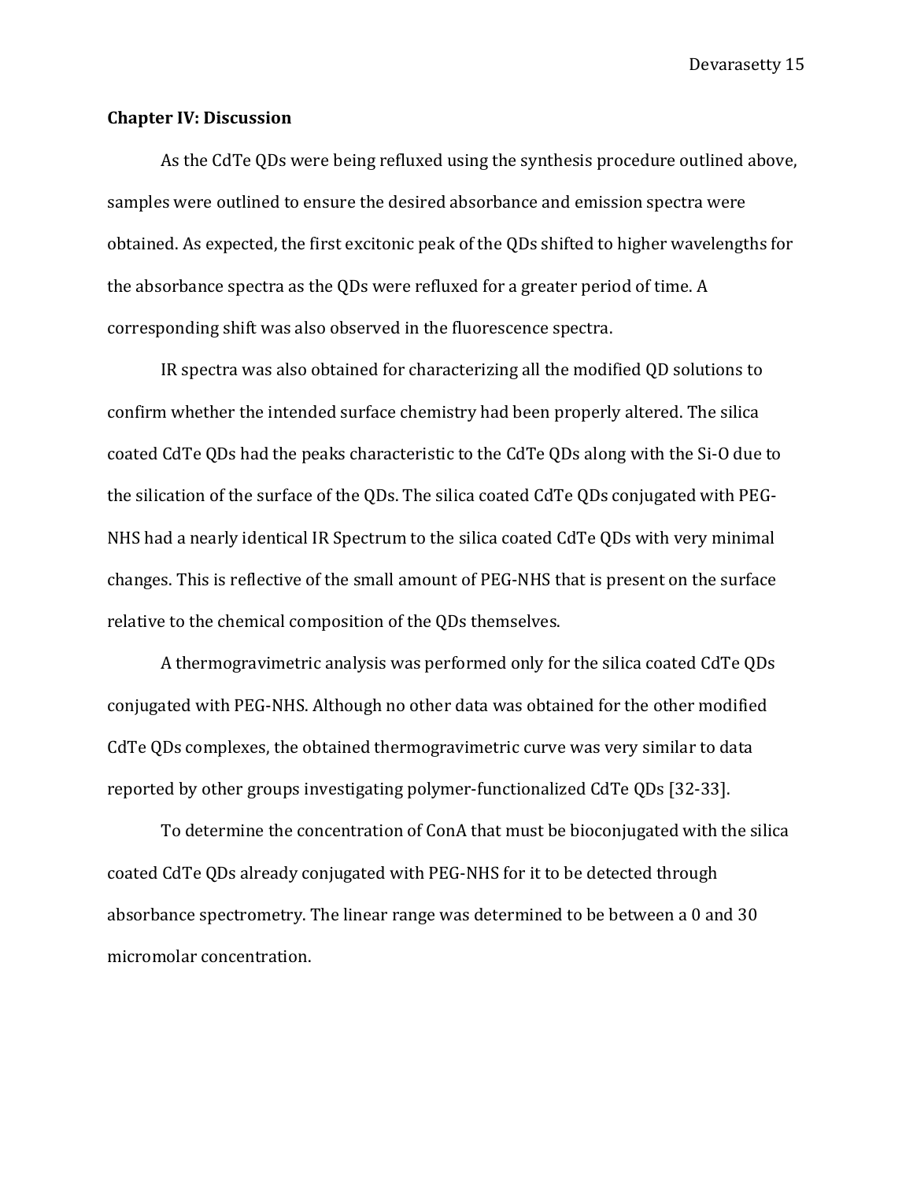## Chapter IV: Discussion

As the CdTe QDs were being refluxed using the synthesis procedure outlined above, samples were outlined to ensure the desired absorbance and emission spectra were obtained. As expected, the first excitonic peak of the QDs shifted to higher wavelengths for the absorbance spectra as the QDs were refluxed for a greater period of time. A corresponding shift was also observed in the fluorescence spectra.

IR spectra was also obtained for characterizing all the modified QD solutions to confirm whether the intended surface chemistry had been properly altered. The silica coated CdTe QDs had the peaks characteristic to the CdTe QDs along with the Si-O due to the silication of the surface of the QDs. The silica coated CdTe QDs conjugated with PEG-NHS had a nearly identical IR Spectrum to the silica coated CdTe QDs with very minimal changes. This is reflective of the small amount of PEG-NHS that is present on the surface relative to the chemical composition of the QDs themselves.

A thermogravimetric analysis was performed only for the silica coated CdTe QDs conjugated with PEG-NHS. Although no other data was obtained for the other modified CdTe QDs complexes, the obtained thermogravimetric curve was very similar to data reported by other groups investigating polymer-functionalized CdTe QDs [32-33].

To determine the concentration of ConA that must be bioconjugated with the silica coated CdTe QDs already conjugated with PEG-NHS for it to be detected through absorbance spectrometry. The linear range was determined to be between a 0 and 30 micromolar concentration.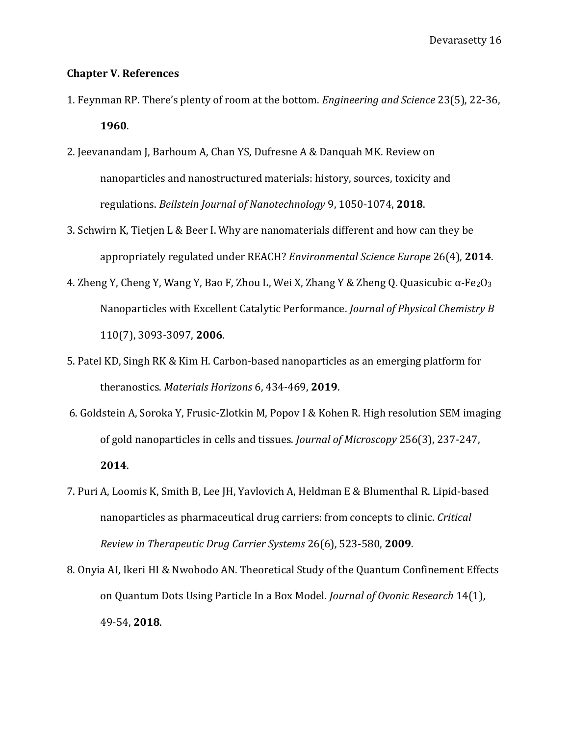## Chapter V. References

1. Feynman RP. There's plenty of room at the bottom. *Engineering and Science* 23(5), 22-36, **1960**.

2. Jeevanandam J, Barhoum A, Chan YS, Dufresne A & Danquah MK. Review on nanoparticles and nanostructured materials: history, sources, toxicity and regulations. *Beilstein Journal of Nanotechnology* 9, 1050-1074, **2018**.

3. Schwirn K, Tietjen L & Beer I. Why are nanomaterials different and how can they be appropriately regulated under REACH? *Environmental Science Europe* 26(4), **2014**.

4. Zheng Y, Cheng Y, Wang Y, Bao F, Zhou L, Wei X, Zhang Y & Zheng Q. Quasicubic α-$Fe_2O_3$ Nanoparticles with Excellent Catalytic Performance. *Journal of Physical Chemistry B* 110(7), 3093-3097, **2006**.

5. Patel KD, Singh RK & Kim H. Carbon-based nanoparticles as an emerging platform for theranostics. *Materials Horizons* 6, 434-469, **2019**.

6. Goldstein A, Soroka Y, Frusic-Zlotkin M, Popov I & Kohen R. High resolution SEM imaging of gold nanoparticles in cells and tissues. *Journal of Microscopy* 256(3), 237-247, **2014**.

7. Puri A, Loomis K, Smith B, Lee JH, Yavlovich A, Heldman E & Blumenthal R. Lipid-based nanoparticles as pharmaceutical drug carriers: from concepts to clinic. *Critical Review in Therapeutic Drug Carrier Systems* 26(6), 523-580, **2009**.

8. Onyia AI, Ikeri HI & Nwobodo AN. Theoretical Study of the Quantum Confinement Effects on Quantum Dots Using Particle In a Box Model. *Journal of Ovonic Research* 14(1), 49-54, **2018**.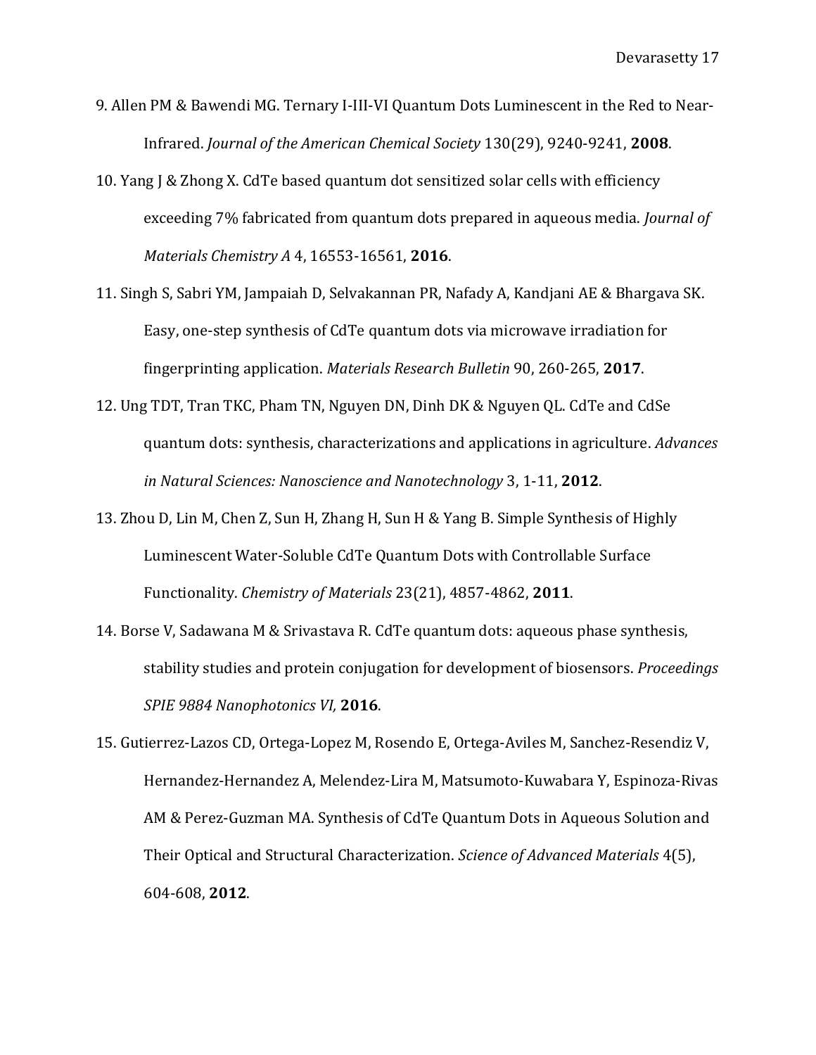9. Allen PM & Bawendi MG. Ternary I-III-VI Quantum Dots Luminescent in the Red to Near-Infrared. *Journal of the American Chemical Society* 130(29), 9240-9241, **2008**.

10. Yang J & Zhong X. CdTe based quantum dot sensitized solar cells with efficiency exceeding 7% fabricated from quantum dots prepared in aqueous media. *Journal of Materials Chemistry A* 4, 16553-16561, **2016**.

11. Singh S, Sabri YM, Jampaiah D, Selvakannan PR, Nafady A, Kandjani AE & Bhargava SK. Easy, one-step synthesis of CdTe quantum dots via microwave irradiation for fingerprinting application. *Materials Research Bulletin* 90, 260-265, **2017**.

12. Ung TDT, Tran TKC, Pham TN, Nguyen DN, Dinh DK & Nguyen QL. CdTe and CdSe quantum dots: synthesis, characterizations and applications in agriculture. *Advances in Natural Sciences: Nanoscience and Nanotechnology* 3, 1-11, **2012**.

13. Zhou D, Lin M, Chen Z, Sun H, Zhang H, Sun H & Yang B. Simple Synthesis of Highly Luminescent Water-Soluble CdTe Quantum Dots with Controllable Surface Functionality. *Chemistry of Materials* 23(21), 4857-4862, **2011**.

14. Borse V, Sadawana M & Srivastava R. CdTe quantum dots: aqueous phase synthesis, stability studies and protein conjugation for development of biosensors. *Proceedings SPIE 9884 Nanophotonics VI,* **2016**.

15. Gutierrez-Lazos CD, Ortega-Lopez M, Rosendo E, Ortega-Aviles M, Sanchez-Resendiz V, Hernandez-Hernandez A, Melendez-Lira M, Matsumoto-Kuwabara Y, Espinoza-Rivas AM & Perez-Guzman MA. Synthesis of CdTe Quantum Dots in Aqueous Solution and Their Optical and Structural Characterization. *Science of Advanced Materials* 4(5), 604-608, **2012**.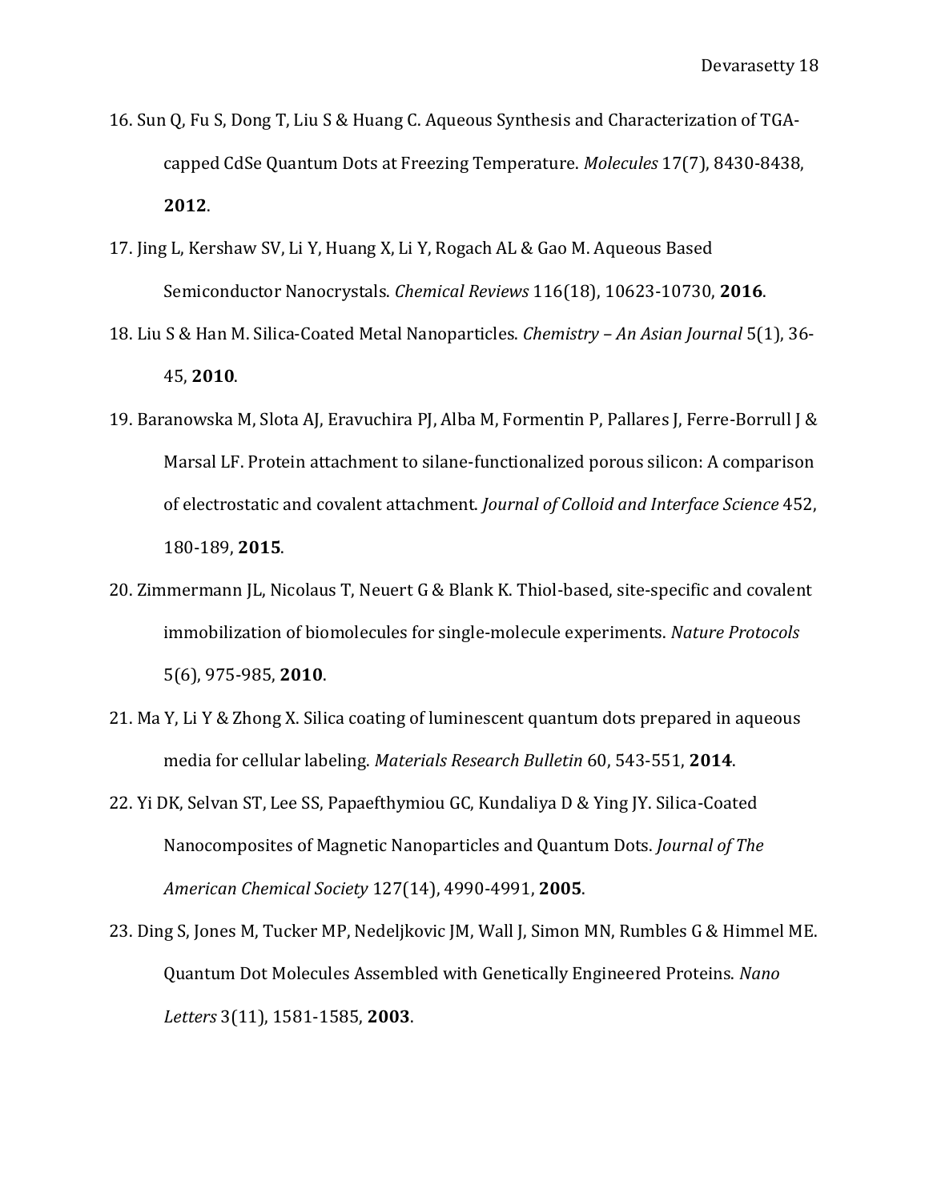16. Sun Q, Fu S, Dong T, Liu S & Huang C. Aqueous Synthesis and Characterization of TGA-capped CdSe Quantum Dots at Freezing Temperature. *Molecules* 17(7), 8430-8438, **2012**.

17. Jing L, Kershaw SV, Li Y, Huang X, Li Y, Rogach AL & Gao M. Aqueous Based Semiconductor Nanocrystals. *Chemical Reviews* 116(18), 10623-10730, **2016**.

18. Liu S & Han M. Silica-Coated Metal Nanoparticles. *Chemistry – An Asian Journal* 5(1), 36-45, **2010**.

19. Baranowska M, Slota AJ, Eravuchira PJ, Alba M, Formentin P, Pallares J, Ferre-Borrull J & Marsal LF. Protein attachment to silane-functionalized porous silicon: A comparison of electrostatic and covalent attachment. *Journal of Colloid and Interface Science* 452, 180-189, **2015**.

20. Zimmermann JL, Nicolaus T, Neuert G & Blank K. Thiol-based, site-specific and covalent immobilization of biomolecules for single-molecule experiments. *Nature Protocols* 5(6), 975-985, **2010**.

21. Ma Y, Li Y & Zhong X. Silica coating of luminescent quantum dots prepared in aqueous media for cellular labeling. *Materials Research Bulletin* 60, 543-551, **2014**.

22. Yi DK, Selvan ST, Lee SS, Papaefthymiou GC, Kundaliya D & Ying JY. Silica-Coated Nanocomposites of Magnetic Nanoparticles and Quantum Dots. *Journal of The American Chemical Society* 127(14), 4990-4991, **2005**.

23. Ding S, Jones M, Tucker MP, Nedeljkovic JM, Wall J, Simon MN, Rumbles G & Himmel ME. Quantum Dot Molecules Assembled with Genetically Engineered Proteins. *Nano Letters* 3(11), 1581-1585, **2003**.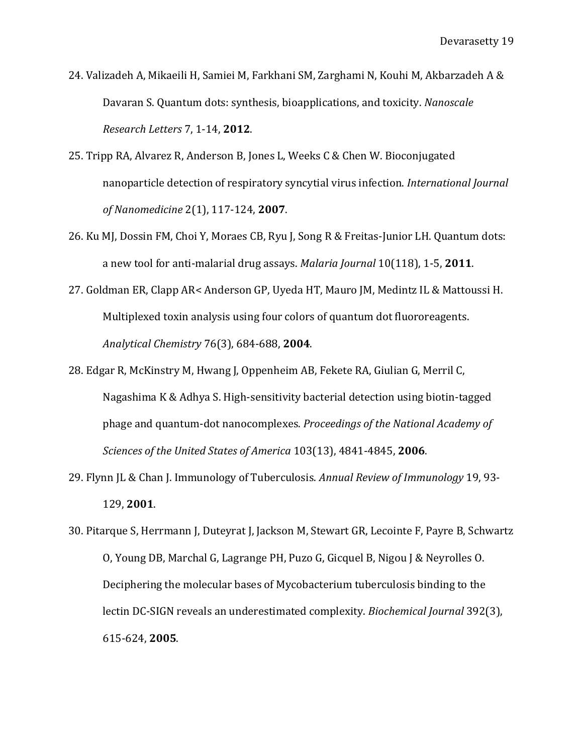24. Valizadeh A, Mikaeili H, Samiei M, Farkhani SM, Zarghami N, Kouhi M, Akbarzadeh A & Davaran S. Quantum dots: synthesis, bioapplications, and toxicity. *Nanoscale Research Letters* 7, 1-14, **2012**.

25. Tripp RA, Alvarez R, Anderson B, Jones L, Weeks C & Chen W. Bioconjugated nanoparticle detection of respiratory syncytial virus infection. *International Journal of Nanomedicine* 2(1), 117-124, **2007**.

26. Ku MJ, Dossin FM, Choi Y, Moraes CB, Ryu J, Song R & Freitas-Junior LH. Quantum dots: a new tool for anti-malarial drug assays. *Malaria Journal* 10(118), 1-5, **2011**.

27. Goldman ER, Clapp AR< Anderson GP, Uyeda HT, Mauro JM, Medintz IL & Mattoussi H. Multiplexed toxin analysis using four colors of quantum dot fluororeagents. *Analytical Chemistry* 76(3), 684-688, **2004**.

28. Edgar R, McKinstry M, Hwang J, Oppenheim AB, Fekete RA, Giulian G, Merril C, Nagashima K & Adhya S. High-sensitivity bacterial detection using biotin-tagged phage and quantum-dot nanocomplexes. *Proceedings of the National Academy of Sciences of the United States of America* 103(13), 4841-4845, **2006**.

29. Flynn JL & Chan J. Immunology of Tuberculosis. *Annual Review of Immunology* 19, 93-129, **2001**.

30. Pitarque S, Herrmann J, Duteyrat J, Jackson M, Stewart GR, Lecointe F, Payre B, Schwartz O, Young DB, Marchal G, Lagrange PH, Puzo G, Gicquel B, Nigou J & Neyrolles O. Deciphering the molecular bases of Mycobacterium tuberculosis binding to the lectin DC-SIGN reveals an underestimated complexity. *Biochemical Journal* 392(3), 615-624, **2005**.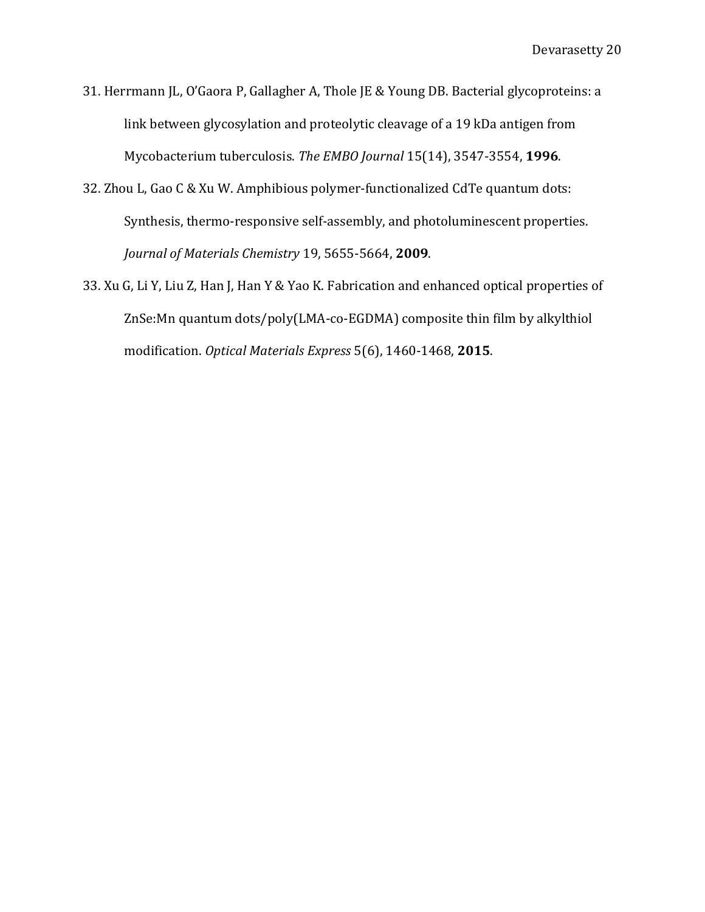31. Herrmann JL, O'Gaora P, Gallagher A, Thole JE & Young DB. Bacterial glycoproteins: a link between glycosylation and proteolytic cleavage of a 19 kDa antigen from Mycobacterium tuberculosis. *The EMBO Journal* 15(14), 3547-3554, **1996**.
32. Zhou L, Gao C & Xu W. Amphibious polymer-functionalized CdTe quantum dots: Synthesis, thermo-responsive self-assembly, and photoluminescent properties. *Journal of Materials Chemistry* 19, 5655-5664, **2009**.
33. Xu G, Li Y, Liu Z, Han J, Han Y & Yao K. Fabrication and enhanced optical properties of ZnSe:Mn quantum dots/poly(LMA-co-EGDMA) composite thin film by alkylthiol modification. *Optical Materials Express* 5(6), 1460-1468, **2015**.